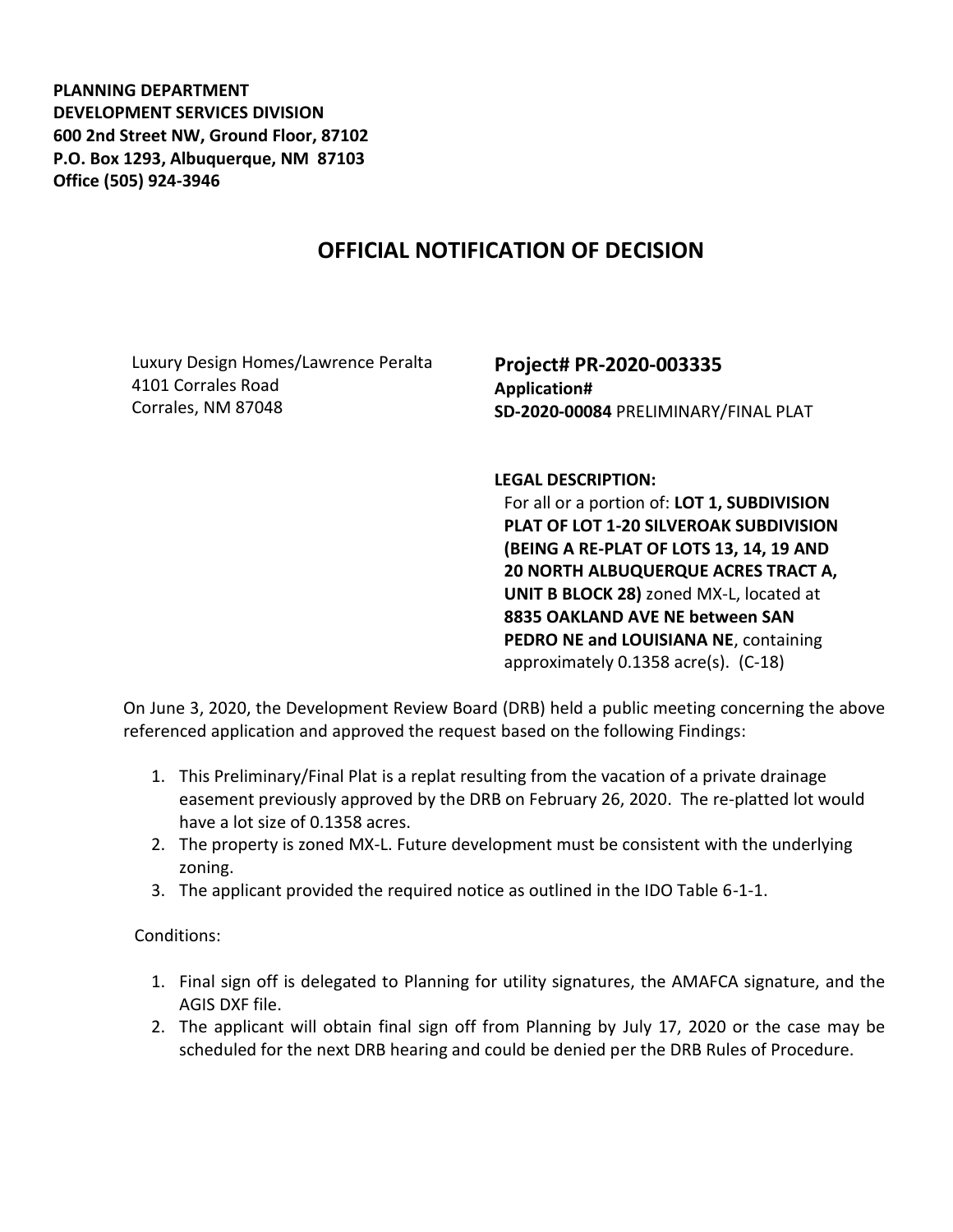**PLANNING DEPARTMENT**
**DEVELOPMENT SERVICES DIVISION**
**600 2nd Street NW, Ground Floor, 87102**
**P.O. Box 1293, Albuquerque, NM 87103**
**Office (505) 924-3946**

# OFFICIAL NOTIFICATION OF DECISION

Luxury Design Homes/Lawrence Peralta
4101 Corrales Road
Corrales, NM 87048

**Project# PR-2020-003335**
**Application#**
**SD-2020-00084** PRELIMINARY/FINAL PLAT

**LEGAL DESCRIPTION:**
For all or a portion of: **LOT 1, SUBDIVISION PLAT OF LOT 1-20 SILVEROAK SUBDIVISION (BEING A RE-PLAT OF LOTS 13, 14, 19 AND 20 NORTH ALBUQUERQUE ACRES TRACT A, UNIT B BLOCK 28)** zoned MX-L, located at **8835 OAKLAND AVE NE between SAN PEDRO NE and LOUISIANA NE**, containing approximately 0.1358 acre(s). (C-18)

On June 3, 2020, the Development Review Board (DRB) held a public meeting concerning the above referenced application and approved the request based on the following Findings:

1. This Preliminary/Final Plat is a replat resulting from the vacation of a private drainage easement previously approved by the DRB on February 26, 2020. The re-platted lot would have a lot size of 0.1358 acres.
2. The property is zoned MX-L. Future development must be consistent with the underlying zoning.
3. The applicant provided the required notice as outlined in the IDO Table 6-1-1.

Conditions:

1. Final sign off is delegated to Planning for utility signatures, the AMAFCA signature, and the AGIS DXF file.
2. The applicant will obtain final sign off from Planning by July 17, 2020 or the case may be scheduled for the next DRB hearing and could be denied per the DRB Rules of Procedure.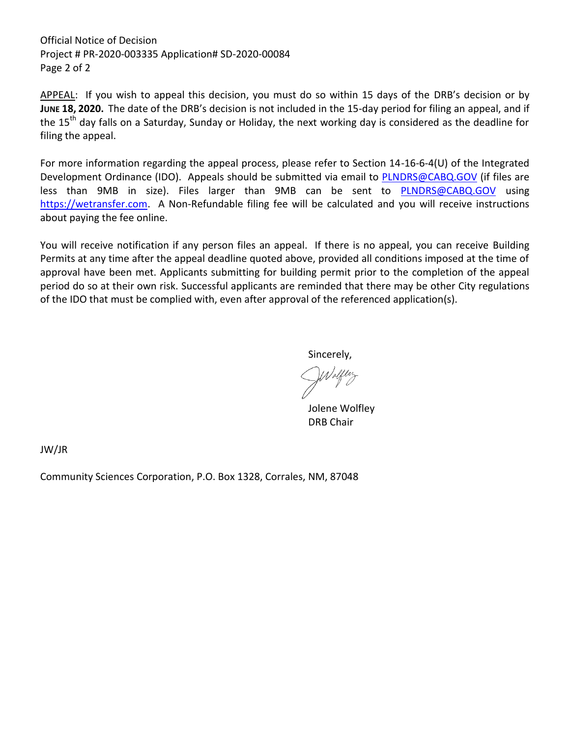APPEAL: If you wish to appeal this decision, you must do so within 15 days of the DRB's decision or by **JUNE 18, 2020.** The date of the DRB's decision is not included in the 15-day period for filing an appeal, and if the 15th day falls on a Saturday, Sunday or Holiday, the next working day is considered as the deadline for filing the appeal.

For more information regarding the appeal process, please refer to Section 14-16-6-4(U) of the Integrated Development Ordinance (IDO). Appeals should be submitted via email to PLNDRS@CABQ.GOV (if files are less than 9MB in size). Files larger than 9MB can be sent to PLNDRS@CABQ.GOV using https://wetransfer.com. A Non-Refundable filing fee will be calculated and you will receive instructions about paying the fee online.

You will receive notification if any person files an appeal. If there is no appeal, you can receive Building Permits at any time after the appeal deadline quoted above, provided all conditions imposed at the time of approval have been met. Applicants submitting for building permit prior to the completion of the appeal period do so at their own risk. Successful applicants are reminded that there may be other City regulations of the IDO that must be complied with, even after approval of the referenced application(s).

Sincerely,

Jolene Wolfley
DRB Chair

JW/JR

Community Sciences Corporation, P.O. Box 1328, Corrales, NM, 87048